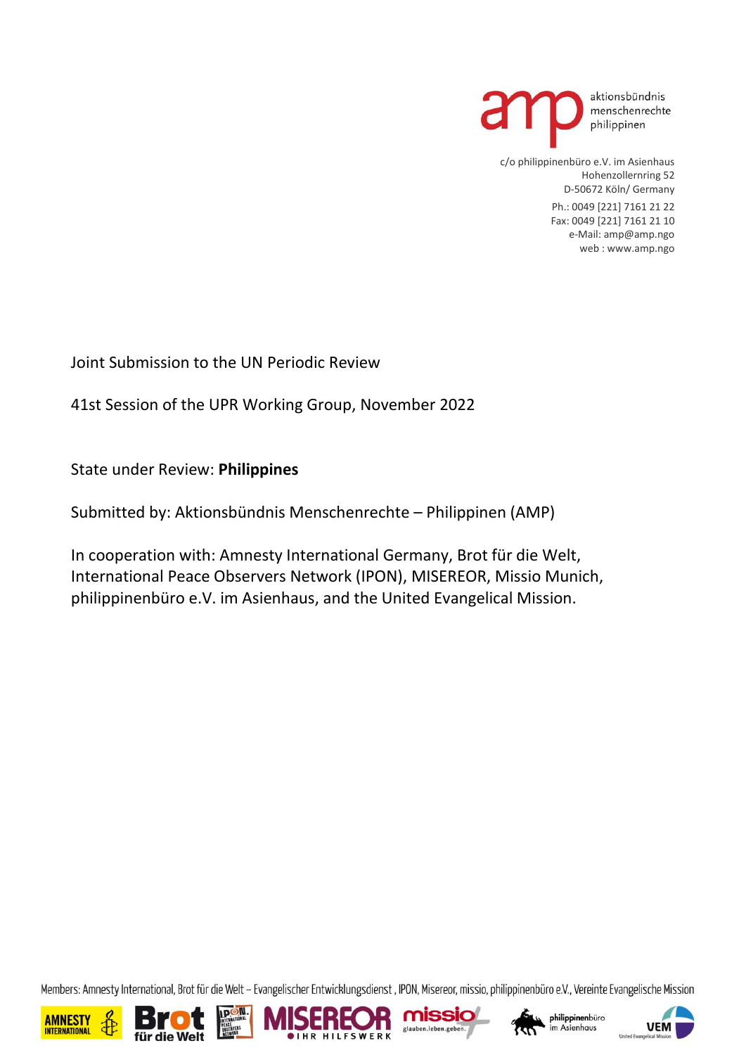aktionsbündnis
menschenrechte
philippinen

c/o philippinenbüro e.V. im Asienhaus
Hohenzollernring 52
D-50672 Köln/ Germany

Ph.: 0049 [221] 7161 21 22
Fax: 0049 [221] 7161 21 10
e-Mail: amp@amp.ngo
web : www.amp.ngo

Joint Submission to the UN Periodic Review

41st Session of the UPR Working Group, November 2022

State under Review: **Philippines**

Submitted by: Aktionsbündnis Menschenrechte – Philippinen (AMP)

In cooperation with: Amnesty International Germany, Brot für die Welt, International Peace Observers Network (IPON), MISEREOR, Missio Munich, philippinenbüro e.V. im Asienhaus, and the United Evangelical Mission.

Members: Amnesty International, Brot für die Welt – Evangelischer Entwicklungsdienst , IPON, Misereor, missio, philippinenbüro e.V., Vereinte Evangelische Mission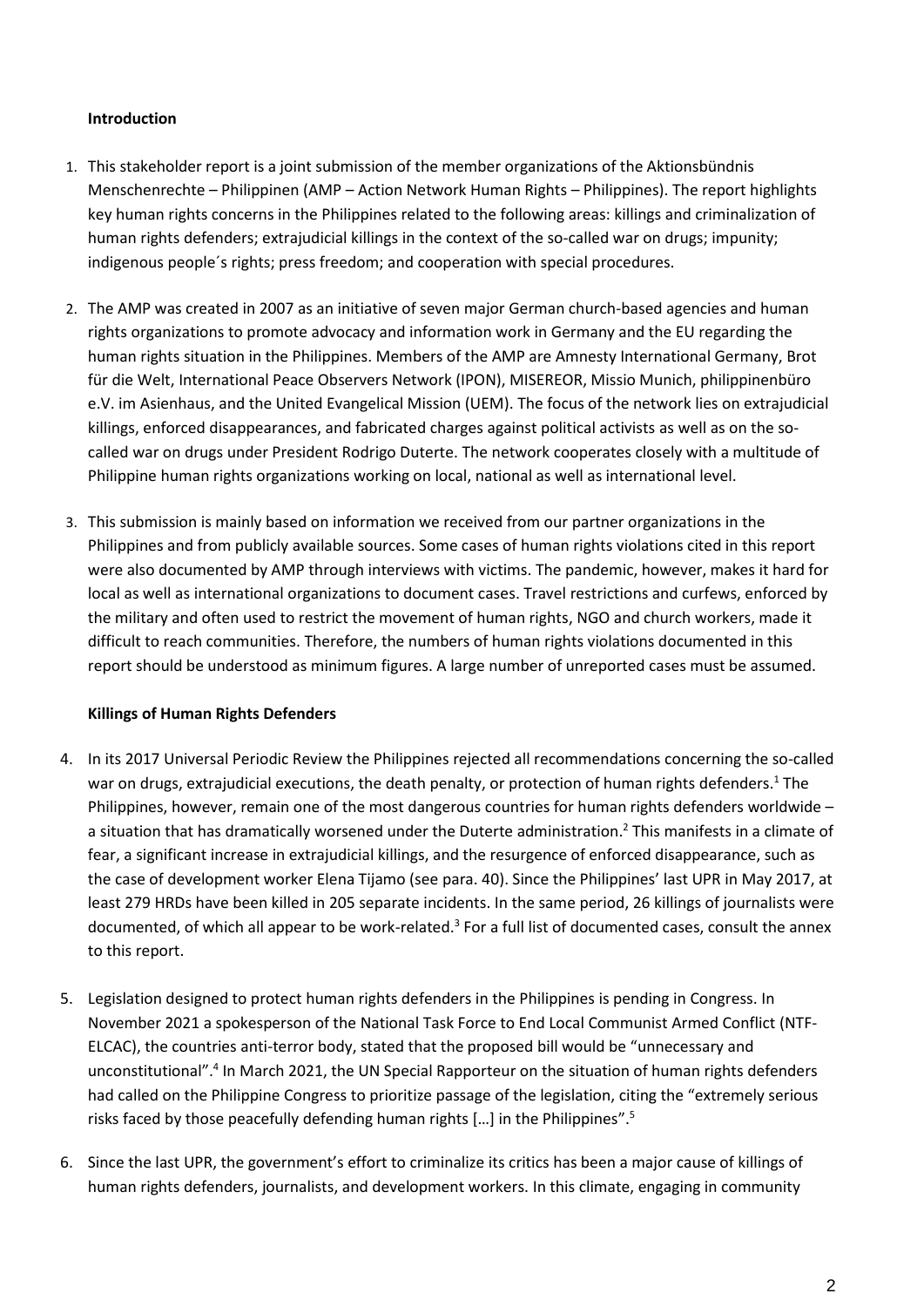**Introduction**

1. This stakeholder report is a joint submission of the member organizations of the Aktionsbündnis Menschenrechte – Philippinen (AMP – Action Network Human Rights – Philippines). The report highlights key human rights concerns in the Philippines related to the following areas: killings and criminalization of human rights defenders; extrajudicial killings in the context of the so-called war on drugs; impunity; indigenous people´s rights; press freedom; and cooperation with special procedures.

2. The AMP was created in 2007 as an initiative of seven major German church-based agencies and human rights organizations to promote advocacy and information work in Germany and the EU regarding the human rights situation in the Philippines. Members of the AMP are Amnesty International Germany, Brot für die Welt, International Peace Observers Network (IPON), MISEREOR, Missio Munich, philippinenbüro e.V. im Asienhaus, and the United Evangelical Mission (UEM). The focus of the network lies on extrajudicial killings, enforced disappearances, and fabricated charges against political activists as well as on the so-called war on drugs under President Rodrigo Duterte. The network cooperates closely with a multitude of Philippine human rights organizations working on local, national as well as international level.

3. This submission is mainly based on information we received from our partner organizations in the Philippines and from publicly available sources. Some cases of human rights violations cited in this report were also documented by AMP through interviews with victims. The pandemic, however, makes it hard for local as well as international organizations to document cases. Travel restrictions and curfews, enforced by the military and often used to restrict the movement of human rights, NGO and church workers, made it difficult to reach communities. Therefore, the numbers of human rights violations documented in this report should be understood as minimum figures. A large number of unreported cases must be assumed.

**Killings of Human Rights Defenders**

4. In its 2017 Universal Periodic Review the Philippines rejected all recommendations concerning the so-called war on drugs, extrajudicial executions, the death penalty, or protection of human rights defenders.[1] The Philippines, however, remain one of the most dangerous countries for human rights defenders worldwide – a situation that has dramatically worsened under the Duterte administration.[2] This manifests in a climate of fear, a significant increase in extrajudicial killings, and the resurgence of enforced disappearance, such as the case of development worker Elena Tijamo (see para. 40). Since the Philippines' last UPR in May 2017, at least 279 HRDs have been killed in 205 separate incidents. In the same period, 26 killings of journalists were documented, of which all appear to be work-related.[3] For a full list of documented cases, consult the annex to this report.

5. Legislation designed to protect human rights defenders in the Philippines is pending in Congress. In November 2021 a spokesperson of the National Task Force to End Local Communist Armed Conflict (NTF-ELCAC), the countries anti-terror body, stated that the proposed bill would be "unnecessary and unconstitutional".[4] In March 2021, the UN Special Rapporteur on the situation of human rights defenders had called on the Philippine Congress to prioritize passage of the legislation, citing the "extremely serious risks faced by those peacefully defending human rights […] in the Philippines".[5]

6. Since the last UPR, the government's effort to criminalize its critics has been a major cause of killings of human rights defenders, journalists, and development workers. In this climate, engaging in community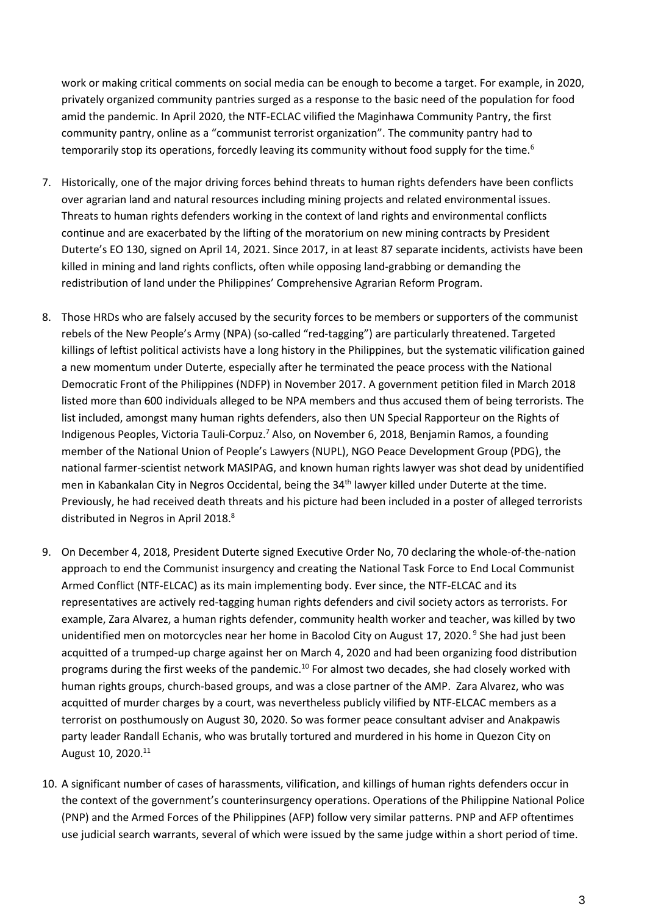work or making critical comments on social media can be enough to become a target. For example, in 2020, privately organized community pantries surged as a response to the basic need of the population for food amid the pandemic. In April 2020, the NTF-ECLAC vilified the Maginhawa Community Pantry, the first community pantry, online as a "communist terrorist organization". The community pantry had to temporarily stop its operations, forcedly leaving its community without food supply for the time.[6]

7. Historically, one of the major driving forces behind threats to human rights defenders have been conflicts over agrarian land and natural resources including mining projects and related environmental issues. Threats to human rights defenders working in the context of land rights and environmental conflicts continue and are exacerbated by the lifting of the moratorium on new mining contracts by President Duterte's EO 130, signed on April 14, 2021. Since 2017, in at least 87 separate incidents, activists have been killed in mining and land rights conflicts, often while opposing land-grabbing or demanding the redistribution of land under the Philippines' Comprehensive Agrarian Reform Program.

8. Those HRDs who are falsely accused by the security forces to be members or supporters of the communist rebels of the New People's Army (NPA) (so-called "red-tagging") are particularly threatened. Targeted killings of leftist political activists have a long history in the Philippines, but the systematic vilification gained a new momentum under Duterte, especially after he terminated the peace process with the National Democratic Front of the Philippines (NDFP) in November 2017. A government petition filed in March 2018 listed more than 600 individuals alleged to be NPA members and thus accused them of being terrorists. The list included, amongst many human rights defenders, also then UN Special Rapporteur on the Rights of Indigenous Peoples, Victoria Tauli-Corpuz.[7] Also, on November 6, 2018, Benjamin Ramos, a founding member of the National Union of People's Lawyers (NUPL), NGO Peace Development Group (PDG), the national farmer-scientist network MASIPAG, and known human rights lawyer was shot dead by unidentified men in Kabankalan City in Negros Occidental, being the 34th lawyer killed under Duterte at the time. Previously, he had received death threats and his picture had been included in a poster of alleged terrorists distributed in Negros in April 2018.[8]

9. On December 4, 2018, President Duterte signed Executive Order No, 70 declaring the whole-of-the-nation approach to end the Communist insurgency and creating the National Task Force to End Local Communist Armed Conflict (NTF-ELCAC) as its main implementing body. Ever since, the NTF-ELCAC and its representatives are actively red-tagging human rights defenders and civil society actors as terrorists. For example, Zara Alvarez, a human rights defender, community health worker and teacher, was killed by two unidentified men on motorcycles near her home in Bacolod City on August 17, 2020.[9] She had just been acquitted of a trumped-up charge against her on March 4, 2020 and had been organizing food distribution programs during the first weeks of the pandemic.[10] For almost two decades, she had closely worked with human rights groups, church-based groups, and was a close partner of the AMP. Zara Alvarez, who was acquitted of murder charges by a court, was nevertheless publicly vilified by NTF-ELCAC members as a terrorist on posthumously on August 30, 2020. So was former peace consultant adviser and Anakpawis party leader Randall Echanis, who was brutally tortured and murdered in his home in Quezon City on August 10, 2020.[11]

10. A significant number of cases of harassments, vilification, and killings of human rights defenders occur in the context of the government's counterinsurgency operations. Operations of the Philippine National Police (PNP) and the Armed Forces of the Philippines (AFP) follow very similar patterns. PNP and AFP oftentimes use judicial search warrants, several of which were issued by the same judge within a short period of time.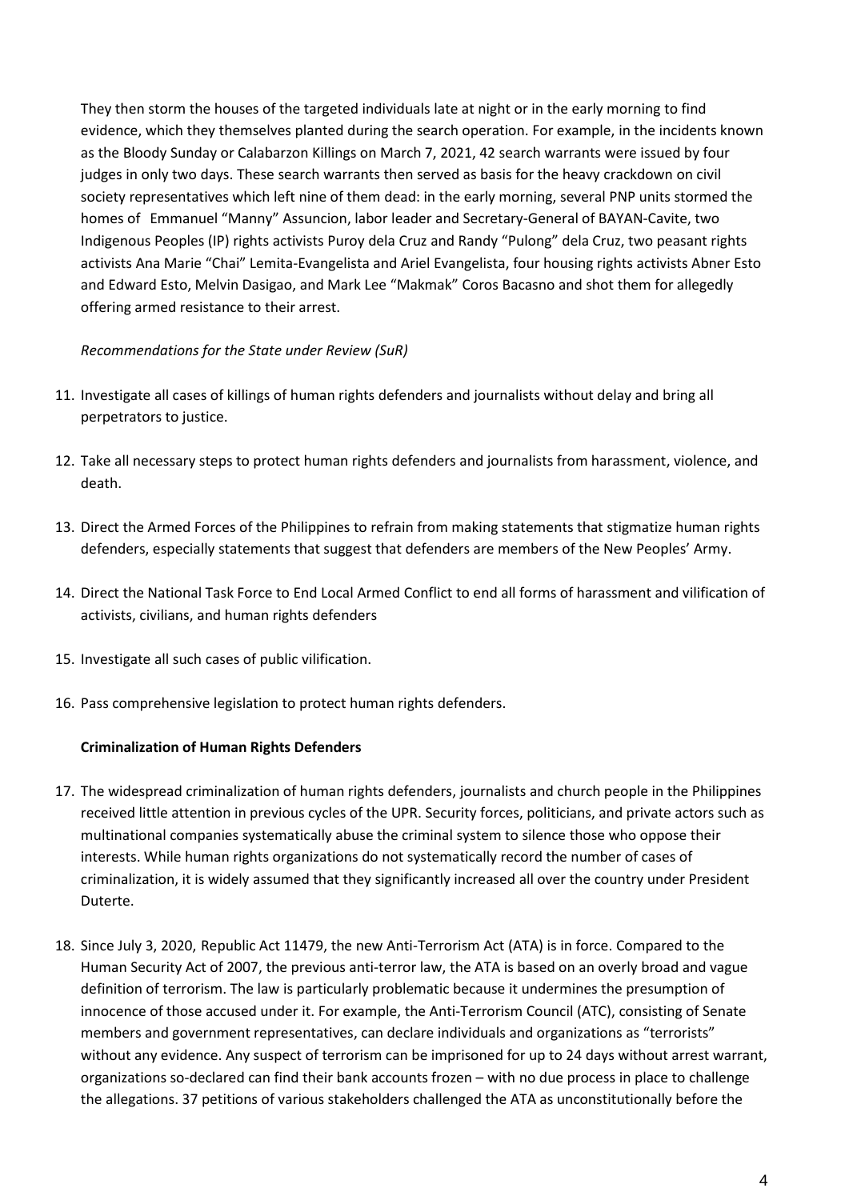They then storm the houses of the targeted individuals late at night or in the early morning to find evidence, which they themselves planted during the search operation. For example, in the incidents known as the Bloody Sunday or Calabarzon Killings on March 7, 2021, 42 search warrants were issued by four judges in only two days. These search warrants then served as basis for the heavy crackdown on civil society representatives which left nine of them dead: in the early morning, several PNP units stormed the homes of Emmanuel "Manny" Assuncion, labor leader and Secretary-General of BAYAN-Cavite, two Indigenous Peoples (IP) rights activists Puroy dela Cruz and Randy "Pulong" dela Cruz, two peasant rights activists Ana Marie "Chai" Lemita-Evangelista and Ariel Evangelista, four housing rights activists Abner Esto and Edward Esto, Melvin Dasigao, and Mark Lee "Makmak" Coros Bacasno and shot them for allegedly offering armed resistance to their arrest.

*Recommendations for the State under Review (SuR)*

11. Investigate all cases of killings of human rights defenders and journalists without delay and bring all perpetrators to justice.

12. Take all necessary steps to protect human rights defenders and journalists from harassment, violence, and death.

13. Direct the Armed Forces of the Philippines to refrain from making statements that stigmatize human rights defenders, especially statements that suggest that defenders are members of the New Peoples' Army.

14. Direct the National Task Force to End Local Armed Conflict to end all forms of harassment and vilification of activists, civilians, and human rights defenders

15. Investigate all such cases of public vilification.

16. Pass comprehensive legislation to protect human rights defenders.

**Criminalization of Human Rights Defenders**

17. The widespread criminalization of human rights defenders, journalists and church people in the Philippines received little attention in previous cycles of the UPR. Security forces, politicians, and private actors such as multinational companies systematically abuse the criminal system to silence those who oppose their interests. While human rights organizations do not systematically record the number of cases of criminalization, it is widely assumed that they significantly increased all over the country under President Duterte.

18. Since July 3, 2020, Republic Act 11479, the new Anti-Terrorism Act (ATA) is in force. Compared to the Human Security Act of 2007, the previous anti-terror law, the ATA is based on an overly broad and vague definition of terrorism. The law is particularly problematic because it undermines the presumption of innocence of those accused under it. For example, the Anti-Terrorism Council (ATC), consisting of Senate members and government representatives, can declare individuals and organizations as "terrorists" without any evidence. Any suspect of terrorism can be imprisoned for up to 24 days without arrest warrant, organizations so-declared can find their bank accounts frozen – with no due process in place to challenge the allegations. 37 petitions of various stakeholders challenged the ATA as unconstitutionally before the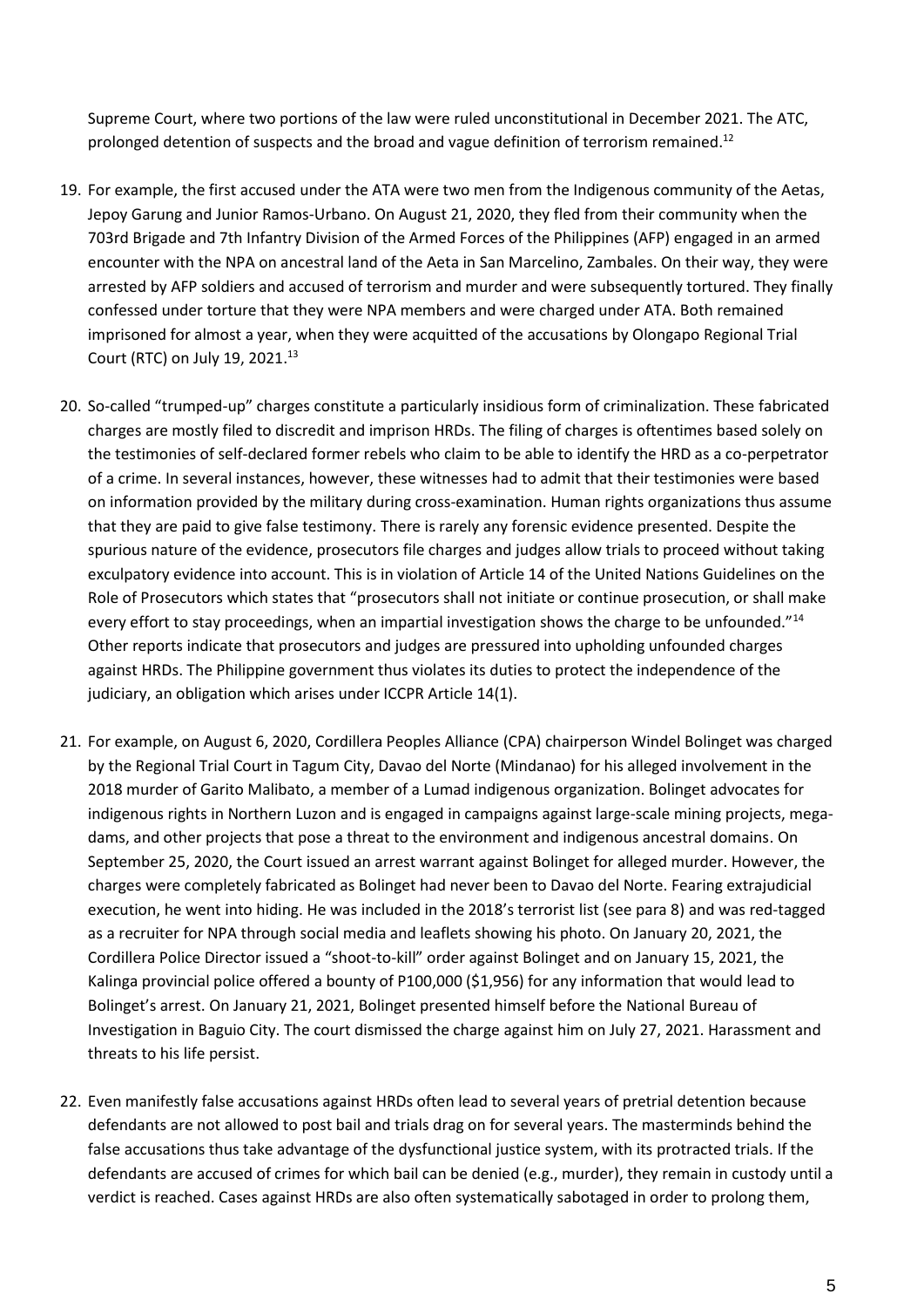Supreme Court, where two portions of the law were ruled unconstitutional in December 2021. The ATC, prolonged detention of suspects and the broad and vague definition of terrorism remained.[12]

19. For example, the first accused under the ATA were two men from the Indigenous community of the Aetas, Jepoy Garung and Junior Ramos-Urbano. On August 21, 2020, they fled from their community when the 703rd Brigade and 7th Infantry Division of the Armed Forces of the Philippines (AFP) engaged in an armed encounter with the NPA on ancestral land of the Aeta in San Marcelino, Zambales. On their way, they were arrested by AFP soldiers and accused of terrorism and murder and were subsequently tortured. They finally confessed under torture that they were NPA members and were charged under ATA. Both remained imprisoned for almost a year, when they were acquitted of the accusations by Olongapo Regional Trial Court (RTC) on July 19, 2021.[13]

20. So-called "trumped-up" charges constitute a particularly insidious form of criminalization. These fabricated charges are mostly filed to discredit and imprison HRDs. The filing of charges is oftentimes based solely on the testimonies of self-declared former rebels who claim to be able to identify the HRD as a co-perpetrator of a crime. In several instances, however, these witnesses had to admit that their testimonies were based on information provided by the military during cross-examination. Human rights organizations thus assume that they are paid to give false testimony. There is rarely any forensic evidence presented. Despite the spurious nature of the evidence, prosecutors file charges and judges allow trials to proceed without taking exculpatory evidence into account. This is in violation of Article 14 of the United Nations Guidelines on the Role of Prosecutors which states that "prosecutors shall not initiate or continue prosecution, or shall make every effort to stay proceedings, when an impartial investigation shows the charge to be unfounded."[14] Other reports indicate that prosecutors and judges are pressured into upholding unfounded charges against HRDs. The Philippine government thus violates its duties to protect the independence of the judiciary, an obligation which arises under ICCPR Article 14(1).

21. For example, on August 6, 2020, Cordillera Peoples Alliance (CPA) chairperson Windel Bolinget was charged by the Regional Trial Court in Tagum City, Davao del Norte (Mindanao) for his alleged involvement in the 2018 murder of Garito Malibato, a member of a Lumad indigenous organization. Bolinget advocates for indigenous rights in Northern Luzon and is engaged in campaigns against large-scale mining projects, mega-dams, and other projects that pose a threat to the environment and indigenous ancestral domains. On September 25, 2020, the Court issued an arrest warrant against Bolinget for alleged murder. However, the charges were completely fabricated as Bolinget had never been to Davao del Norte. Fearing extrajudicial execution, he went into hiding. He was included in the 2018's terrorist list (see para 8) and was red-tagged as a recruiter for NPA through social media and leaflets showing his photo. On January 20, 2021, the Cordillera Police Director issued a "shoot-to-kill" order against Bolinget and on January 15, 2021, the Kalinga provincial police offered a bounty of P100,000 ($1,956) for any information that would lead to Bolinget's arrest. On January 21, 2021, Bolinget presented himself before the National Bureau of Investigation in Baguio City. The court dismissed the charge against him on July 27, 2021. Harassment and threats to his life persist.

22. Even manifestly false accusations against HRDs often lead to several years of pretrial detention because defendants are not allowed to post bail and trials drag on for several years. The masterminds behind the false accusations thus take advantage of the dysfunctional justice system, with its protracted trials. If the defendants are accused of crimes for which bail can be denied (e.g., murder), they remain in custody until a verdict is reached. Cases against HRDs are also often systematically sabotaged in order to prolong them,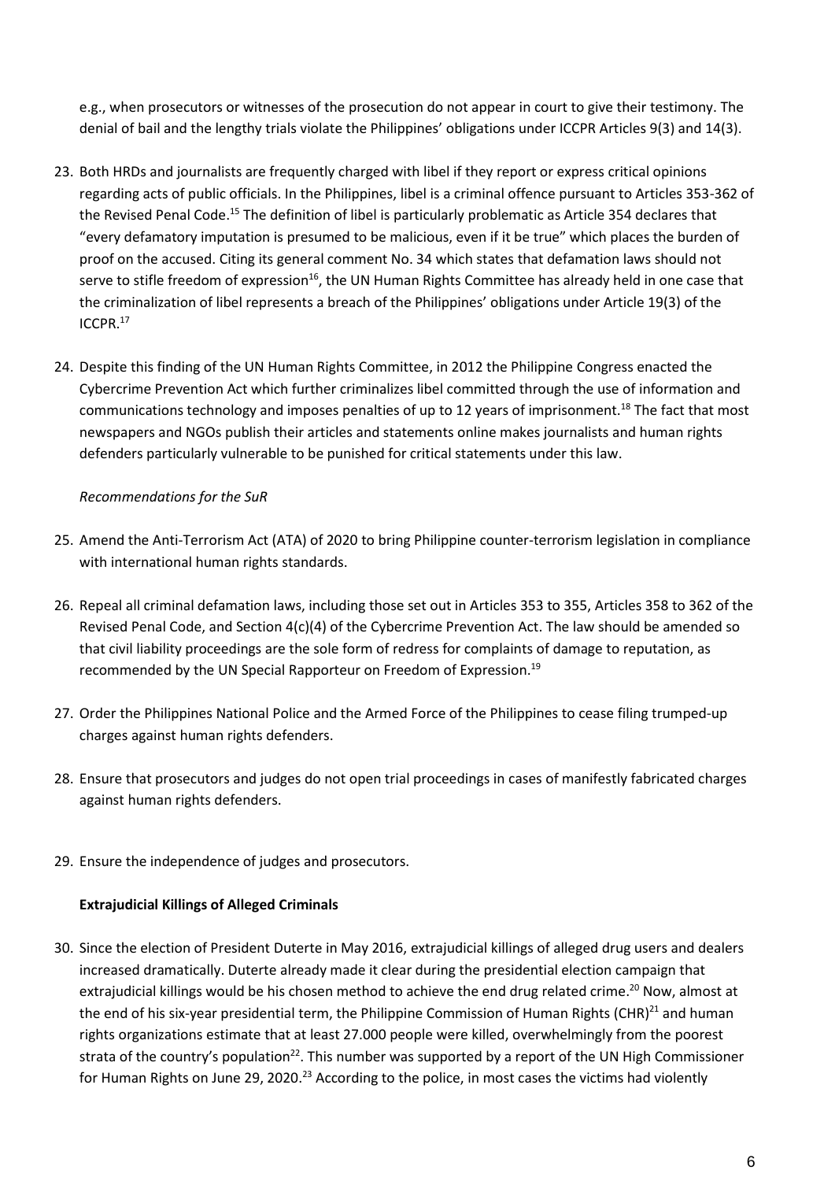e.g., when prosecutors or witnesses of the prosecution do not appear in court to give their testimony. The denial of bail and the lengthy trials violate the Philippines' obligations under ICCPR Articles 9(3) and 14(3).

23. Both HRDs and journalists are frequently charged with libel if they report or express critical opinions regarding acts of public officials. In the Philippines, libel is a criminal offence pursuant to Articles 353-362 of the Revised Penal Code.[15] The definition of libel is particularly problematic as Article 354 declares that "every defamatory imputation is presumed to be malicious, even if it be true" which places the burden of proof on the accused. Citing its general comment No. 34 which states that defamation laws should not serve to stifle freedom of expression[16], the UN Human Rights Committee has already held in one case that the criminalization of libel represents a breach of the Philippines' obligations under Article 19(3) of the ICCPR.[17]

24. Despite this finding of the UN Human Rights Committee, in 2012 the Philippine Congress enacted the Cybercrime Prevention Act which further criminalizes libel committed through the use of information and communications technology and imposes penalties of up to 12 years of imprisonment.[18] The fact that most newspapers and NGOs publish their articles and statements online makes journalists and human rights defenders particularly vulnerable to be punished for critical statements under this law.

*Recommendations for the SuR*

25. Amend the Anti-Terrorism Act (ATA) of 2020 to bring Philippine counter-terrorism legislation in compliance with international human rights standards.

26. Repeal all criminal defamation laws, including those set out in Articles 353 to 355, Articles 358 to 362 of the Revised Penal Code, and Section 4(c)(4) of the Cybercrime Prevention Act. The law should be amended so that civil liability proceedings are the sole form of redress for complaints of damage to reputation, as recommended by the UN Special Rapporteur on Freedom of Expression.[19]

27. Order the Philippines National Police and the Armed Force of the Philippines to cease filing trumped-up charges against human rights defenders.

28. Ensure that prosecutors and judges do not open trial proceedings in cases of manifestly fabricated charges against human rights defenders.

29. Ensure the independence of judges and prosecutors.

**Extrajudicial Killings of Alleged Criminals**

30. Since the election of President Duterte in May 2016, extrajudicial killings of alleged drug users and dealers increased dramatically. Duterte already made it clear during the presidential election campaign that extrajudicial killings would be his chosen method to achieve the end drug related crime.[20] Now, almost at the end of his six-year presidential term, the Philippine Commission of Human Rights (CHR)[21] and human rights organizations estimate that at least 27.000 people were killed, overwhelmingly from the poorest strata of the country's population[22]. This number was supported by a report of the UN High Commissioner for Human Rights on June 29, 2020.[23] According to the police, in most cases the victims had violently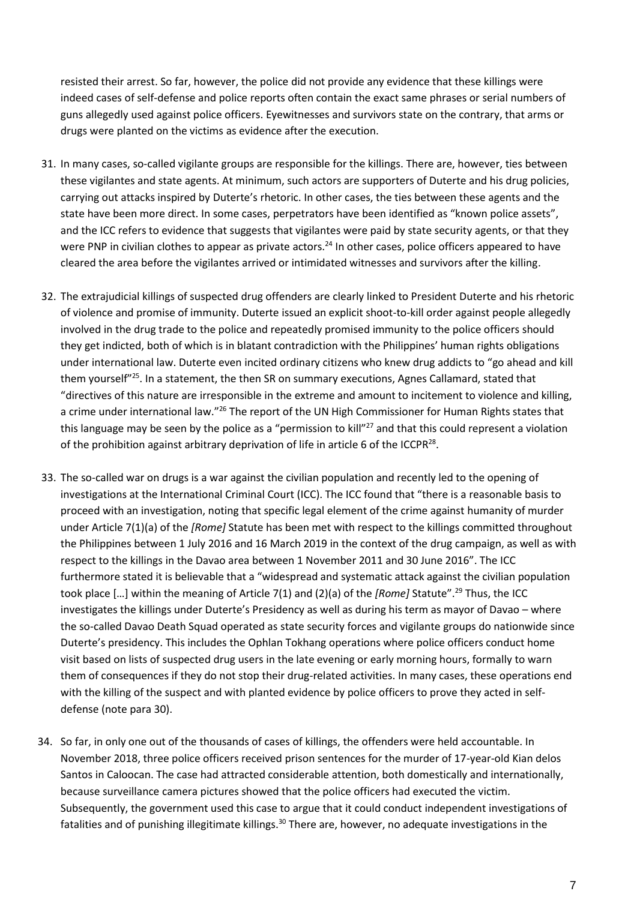resisted their arrest. So far, however, the police did not provide any evidence that these killings were indeed cases of self-defense and police reports often contain the exact same phrases or serial numbers of guns allegedly used against police officers. Eyewitnesses and survivors state on the contrary, that arms or drugs were planted on the victims as evidence after the execution.

31. In many cases, so-called vigilante groups are responsible for the killings. There are, however, ties between these vigilantes and state agents. At minimum, such actors are supporters of Duterte and his drug policies, carrying out attacks inspired by Duterte's rhetoric. In other cases, the ties between these agents and the state have been more direct. In some cases, perpetrators have been identified as "known police assets", and the ICC refers to evidence that suggests that vigilantes were paid by state security agents, or that they were PNP in civilian clothes to appear as private actors.[24] In other cases, police officers appeared to have cleared the area before the vigilantes arrived or intimidated witnesses and survivors after the killing.

32. The extrajudicial killings of suspected drug offenders are clearly linked to President Duterte and his rhetoric of violence and promise of immunity. Duterte issued an explicit shoot-to-kill order against people allegedly involved in the drug trade to the police and repeatedly promised immunity to the police officers should they get indicted, both of which is in blatant contradiction with the Philippines' human rights obligations under international law. Duterte even incited ordinary citizens who knew drug addicts to "go ahead and kill them yourself"[25]. In a statement, the then SR on summary executions, Agnes Callamard, stated that "directives of this nature are irresponsible in the extreme and amount to incitement to violence and killing, a crime under international law."[26] The report of the UN High Commissioner for Human Rights states that this language may be seen by the police as a "permission to kill"[27] and that this could represent a violation of the prohibition against arbitrary deprivation of life in article 6 of the ICCPR[28].

33. The so-called war on drugs is a war against the civilian population and recently led to the opening of investigations at the International Criminal Court (ICC). The ICC found that "there is a reasonable basis to proceed with an investigation, noting that specific legal element of the crime against humanity of murder under Article 7(1)(a) of the *[Rome]* Statute has been met with respect to the killings committed throughout the Philippines between 1 July 2016 and 16 March 2019 in the context of the drug campaign, as well as with respect to the killings in the Davao area between 1 November 2011 and 30 June 2016". The ICC furthermore stated it is believable that a "widespread and systematic attack against the civilian population took place […] within the meaning of Article 7(1) and (2)(a) of the *[Rome]* Statute".[29] Thus, the ICC investigates the killings under Duterte's Presidency as well as during his term as mayor of Davao – where the so-called Davao Death Squad operated as state security forces and vigilante groups do nationwide since Duterte's presidency. This includes the Ophlan Tokhang operations where police officers conduct home visit based on lists of suspected drug users in the late evening or early morning hours, formally to warn them of consequences if they do not stop their drug-related activities. In many cases, these operations end with the killing of the suspect and with planted evidence by police officers to prove they acted in self-defense (note para 30).

34. So far, in only one out of the thousands of cases of killings, the offenders were held accountable. In November 2018, three police officers received prison sentences for the murder of 17-year-old Kian delos Santos in Caloocan. The case had attracted considerable attention, both domestically and internationally, because surveillance camera pictures showed that the police officers had executed the victim. Subsequently, the government used this case to argue that it could conduct independent investigations of fatalities and of punishing illegitimate killings.[30] There are, however, no adequate investigations in the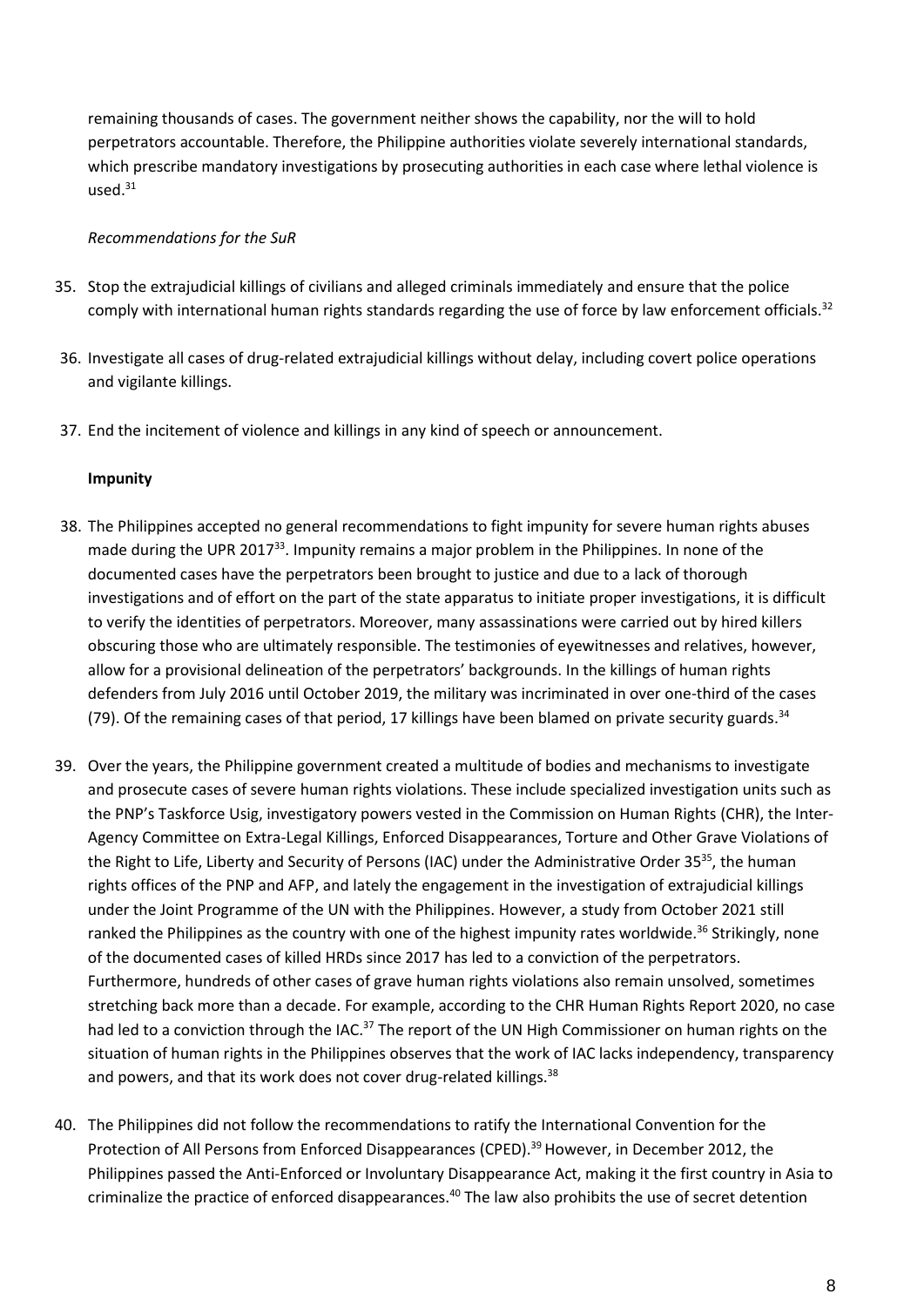remaining thousands of cases. The government neither shows the capability, nor the will to hold perpetrators accountable. Therefore, the Philippine authorities violate severely international standards, which prescribe mandatory investigations by prosecuting authorities in each case where lethal violence is used.[31]

*Recommendations for the SuR*

35. Stop the extrajudicial killings of civilians and alleged criminals immediately and ensure that the police comply with international human rights standards regarding the use of force by law enforcement officials.[32]

36. Investigate all cases of drug-related extrajudicial killings without delay, including covert police operations and vigilante killings.

37. End the incitement of violence and killings in any kind of speech or announcement.

**Impunity**

38. The Philippines accepted no general recommendations to fight impunity for severe human rights abuses made during the UPR 2017[33]. Impunity remains a major problem in the Philippines. In none of the documented cases have the perpetrators been brought to justice and due to a lack of thorough investigations and of effort on the part of the state apparatus to initiate proper investigations, it is difficult to verify the identities of perpetrators. Moreover, many assassinations were carried out by hired killers obscuring those who are ultimately responsible. The testimonies of eyewitnesses and relatives, however, allow for a provisional delineation of the perpetrators' backgrounds. In the killings of human rights defenders from July 2016 until October 2019, the military was incriminated in over one-third of the cases (79). Of the remaining cases of that period, 17 killings have been blamed on private security guards.[34]

39. Over the years, the Philippine government created a multitude of bodies and mechanisms to investigate and prosecute cases of severe human rights violations. These include specialized investigation units such as the PNP's Taskforce Usig, investigatory powers vested in the Commission on Human Rights (CHR), the Inter-Agency Committee on Extra-Legal Killings, Enforced Disappearances, Torture and Other Grave Violations of the Right to Life, Liberty and Security of Persons (IAC) under the Administrative Order 35[35], the human rights offices of the PNP and AFP, and lately the engagement in the investigation of extrajudicial killings under the Joint Programme of the UN with the Philippines. However, a study from October 2021 still ranked the Philippines as the country with one of the highest impunity rates worldwide.[36] Strikingly, none of the documented cases of killed HRDs since 2017 has led to a conviction of the perpetrators. Furthermore, hundreds of other cases of grave human rights violations also remain unsolved, sometimes stretching back more than a decade. For example, according to the CHR Human Rights Report 2020, no case had led to a conviction through the IAC.[37] The report of the UN High Commissioner on human rights on the situation of human rights in the Philippines observes that the work of IAC lacks independency, transparency and powers, and that its work does not cover drug-related killings.[38]

40. The Philippines did not follow the recommendations to ratify the International Convention for the Protection of All Persons from Enforced Disappearances (CPED).[39] However, in December 2012, the Philippines passed the Anti-Enforced or Involuntary Disappearance Act, making it the first country in Asia to criminalize the practice of enforced disappearances.[40] The law also prohibits the use of secret detention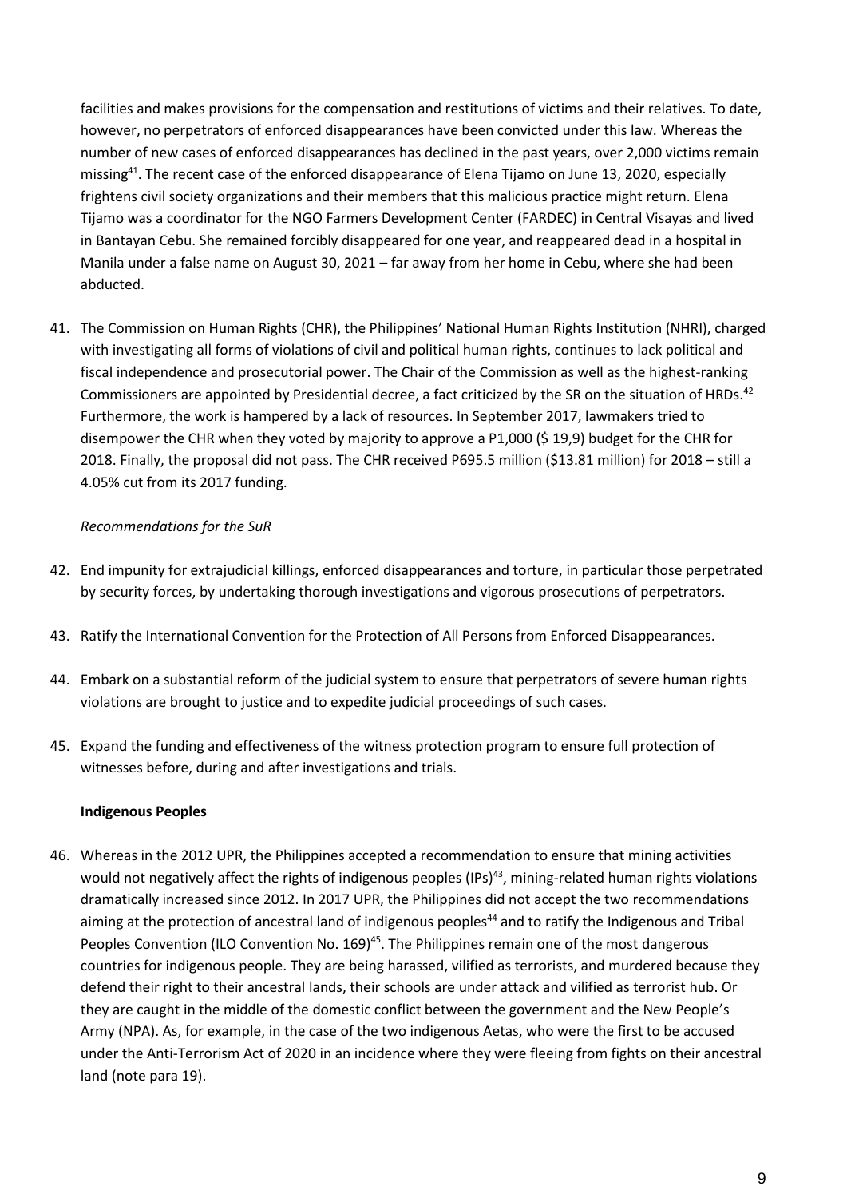facilities and makes provisions for the compensation and restitutions of victims and their relatives. To date, however, no perpetrators of enforced disappearances have been convicted under this law. Whereas the number of new cases of enforced disappearances has declined in the past years, over 2,000 victims remain missing[41]. The recent case of the enforced disappearance of Elena Tijamo on June 13, 2020, especially frightens civil society organizations and their members that this malicious practice might return. Elena Tijamo was a coordinator for the NGO Farmers Development Center (FARDEC) in Central Visayas and lived in Bantayan Cebu. She remained forcibly disappeared for one year, and reappeared dead in a hospital in Manila under a false name on August 30, 2021 – far away from her home in Cebu, where she had been abducted.

41. The Commission on Human Rights (CHR), the Philippines' National Human Rights Institution (NHRI), charged with investigating all forms of violations of civil and political human rights, continues to lack political and fiscal independence and prosecutorial power. The Chair of the Commission as well as the highest-ranking Commissioners are appointed by Presidential decree, a fact criticized by the SR on the situation of HRDs.[42] Furthermore, the work is hampered by a lack of resources. In September 2017, lawmakers tried to disempower the CHR when they voted by majority to approve a P1,000 ($ 19,9) budget for the CHR for 2018. Finally, the proposal did not pass. The CHR received P695.5 million ($13.81 million) for 2018 – still a 4.05% cut from its 2017 funding.

*Recommendations for the SuR*

42. End impunity for extrajudicial killings, enforced disappearances and torture, in particular those perpetrated by security forces, by undertaking thorough investigations and vigorous prosecutions of perpetrators.
43. Ratify the International Convention for the Protection of All Persons from Enforced Disappearances.
44. Embark on a substantial reform of the judicial system to ensure that perpetrators of severe human rights violations are brought to justice and to expedite judicial proceedings of such cases.
45. Expand the funding and effectiveness of the witness protection program to ensure full protection of witnesses before, during and after investigations and trials.

**Indigenous Peoples**

46. Whereas in the 2012 UPR, the Philippines accepted a recommendation to ensure that mining activities would not negatively affect the rights of indigenous peoples (IPs)[43], mining-related human rights violations dramatically increased since 2012. In 2017 UPR, the Philippines did not accept the two recommendations aiming at the protection of ancestral land of indigenous peoples[44] and to ratify the Indigenous and Tribal Peoples Convention (ILO Convention No. 169)[45]. The Philippines remain one of the most dangerous countries for indigenous people. They are being harassed, vilified as terrorists, and murdered because they defend their right to their ancestral lands, their schools are under attack and vilified as terrorist hub. Or they are caught in the middle of the domestic conflict between the government and the New People's Army (NPA). As, for example, in the case of the two indigenous Aetas, who were the first to be accused under the Anti-Terrorism Act of 2020 in an incidence where they were fleeing from fights on their ancestral land (note para 19).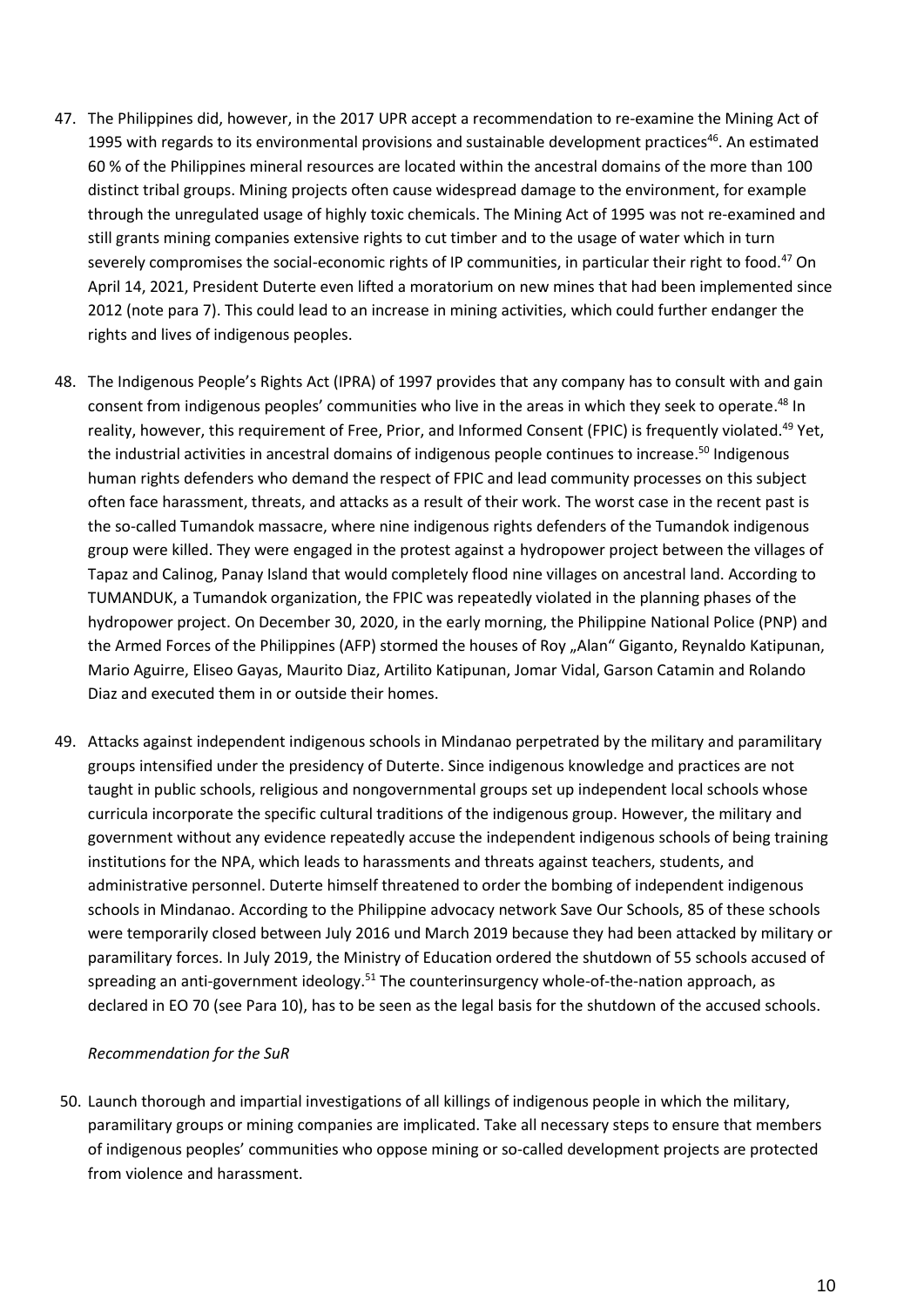47. The Philippines did, however, in the 2017 UPR accept a recommendation to re-examine the Mining Act of 1995 with regards to its environmental provisions and sustainable development practices[46]. An estimated 60 % of the Philippines mineral resources are located within the ancestral domains of the more than 100 distinct tribal groups. Mining projects often cause widespread damage to the environment, for example through the unregulated usage of highly toxic chemicals. The Mining Act of 1995 was not re-examined and still grants mining companies extensive rights to cut timber and to the usage of water which in turn severely compromises the social-economic rights of IP communities, in particular their right to food.[47] On April 14, 2021, President Duterte even lifted a moratorium on new mines that had been implemented since 2012 (note para 7). This could lead to an increase in mining activities, which could further endanger the rights and lives of indigenous peoples.

48. The Indigenous People's Rights Act (IPRA) of 1997 provides that any company has to consult with and gain consent from indigenous peoples' communities who live in the areas in which they seek to operate.[48] In reality, however, this requirement of Free, Prior, and Informed Consent (FPIC) is frequently violated.[49] Yet, the industrial activities in ancestral domains of indigenous people continues to increase.[50] Indigenous human rights defenders who demand the respect of FPIC and lead community processes on this subject often face harassment, threats, and attacks as a result of their work. The worst case in the recent past is the so-called Tumandok massacre, where nine indigenous rights defenders of the Tumandok indigenous group were killed. They were engaged in the protest against a hydropower project between the villages of Tapaz and Calinog, Panay Island that would completely flood nine villages on ancestral land. According to TUMANDUK, a Tumandok organization, the FPIC was repeatedly violated in the planning phases of the hydropower project. On December 30, 2020, in the early morning, the Philippine National Police (PNP) and the Armed Forces of the Philippines (AFP) stormed the houses of Roy „Alan" Giganto, Reynaldo Katipunan, Mario Aguirre, Eliseo Gayas, Maurito Diaz, Artilito Katipunan, Jomar Vidal, Garson Catamin and Rolando Diaz and executed them in or outside their homes.

49. Attacks against independent indigenous schools in Mindanao perpetrated by the military and paramilitary groups intensified under the presidency of Duterte. Since indigenous knowledge and practices are not taught in public schools, religious and nongovernmental groups set up independent local schools whose curricula incorporate the specific cultural traditions of the indigenous group. However, the military and government without any evidence repeatedly accuse the independent indigenous schools of being training institutions for the NPA, which leads to harassments and threats against teachers, students, and administrative personnel. Duterte himself threatened to order the bombing of independent indigenous schools in Mindanao. According to the Philippine advocacy network Save Our Schools, 85 of these schools were temporarily closed between July 2016 und March 2019 because they had been attacked by military or paramilitary forces. In July 2019, the Ministry of Education ordered the shutdown of 55 schools accused of spreading an anti-government ideology.[51] The counterinsurgency whole-of-the-nation approach, as declared in EO 70 (see Para 10), has to be seen as the legal basis for the shutdown of the accused schools.

*Recommendation for the SuR*

50. Launch thorough and impartial investigations of all killings of indigenous people in which the military, paramilitary groups or mining companies are implicated. Take all necessary steps to ensure that members of indigenous peoples' communities who oppose mining or so-called development projects are protected from violence and harassment.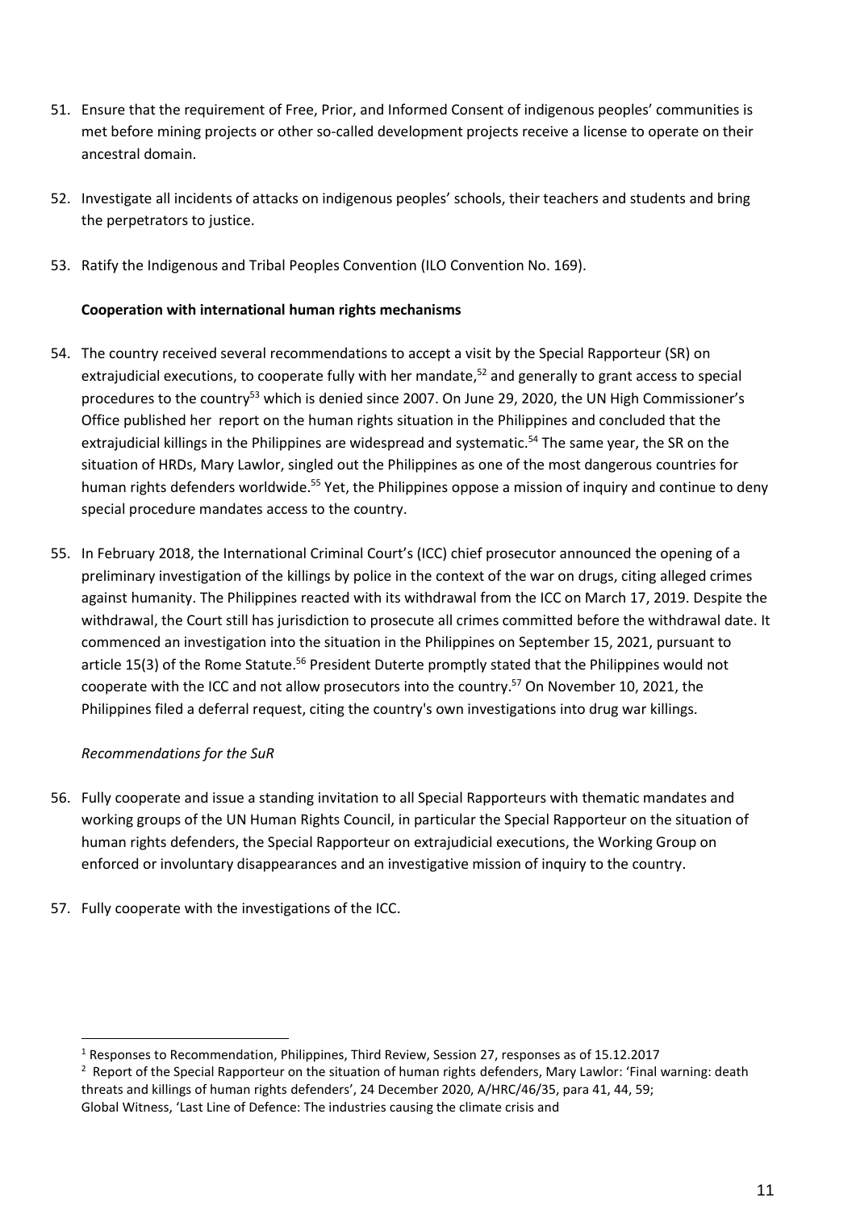51. Ensure that the requirement of Free, Prior, and Informed Consent of indigenous peoples' communities is met before mining projects or other so-called development projects receive a license to operate on their ancestral domain.

52. Investigate all incidents of attacks on indigenous peoples' schools, their teachers and students and bring the perpetrators to justice.

53. Ratify the Indigenous and Tribal Peoples Convention (ILO Convention No. 169).

**Cooperation with international human rights mechanisms**

54. The country received several recommendations to accept a visit by the Special Rapporteur (SR) on extrajudicial executions, to cooperate fully with her mandate,[52] and generally to grant access to special procedures to the country[53] which is denied since 2007. On June 29, 2020, the UN High Commissioner's Office published her report on the human rights situation in the Philippines and concluded that the extrajudicial killings in the Philippines are widespread and systematic.[54] The same year, the SR on the situation of HRDs, Mary Lawlor, singled out the Philippines as one of the most dangerous countries for human rights defenders worldwide.[55] Yet, the Philippines oppose a mission of inquiry and continue to deny special procedure mandates access to the country.

55. In February 2018, the International Criminal Court's (ICC) chief prosecutor announced the opening of a preliminary investigation of the killings by police in the context of the war on drugs, citing alleged crimes against humanity. The Philippines reacted with its withdrawal from the ICC on March 17, 2019. Despite the withdrawal, the Court still has jurisdiction to prosecute all crimes committed before the withdrawal date. It commenced an investigation into the situation in the Philippines on September 15, 2021, pursuant to article 15(3) of the Rome Statute.[56] President Duterte promptly stated that the Philippines would not cooperate with the ICC and not allow prosecutors into the country.[57] On November 10, 2021, the Philippines filed a deferral request, citing the country's own investigations into drug war killings.

*Recommendations for the SuR*

56. Fully cooperate and issue a standing invitation to all Special Rapporteurs with thematic mandates and working groups of the UN Human Rights Council, in particular the Special Rapporteur on the situation of human rights defenders, the Special Rapporteur on extrajudicial executions, the Working Group on enforced or involuntary disappearances and an investigative mission of inquiry to the country.

57. Fully cooperate with the investigations of the ICC.

---

[1] Responses to Recommendation, Philippines, Third Review, Session 27, responses as of 15.12.2017

[2] Report of the Special Rapporteur on the situation of human rights defenders, Mary Lawlor: 'Final warning: death threats and killings of human rights defenders', 24 December 2020, A/HRC/46/35, para 41, 44, 59;
Global Witness, 'Last Line of Defence: The industries causing the climate crisis and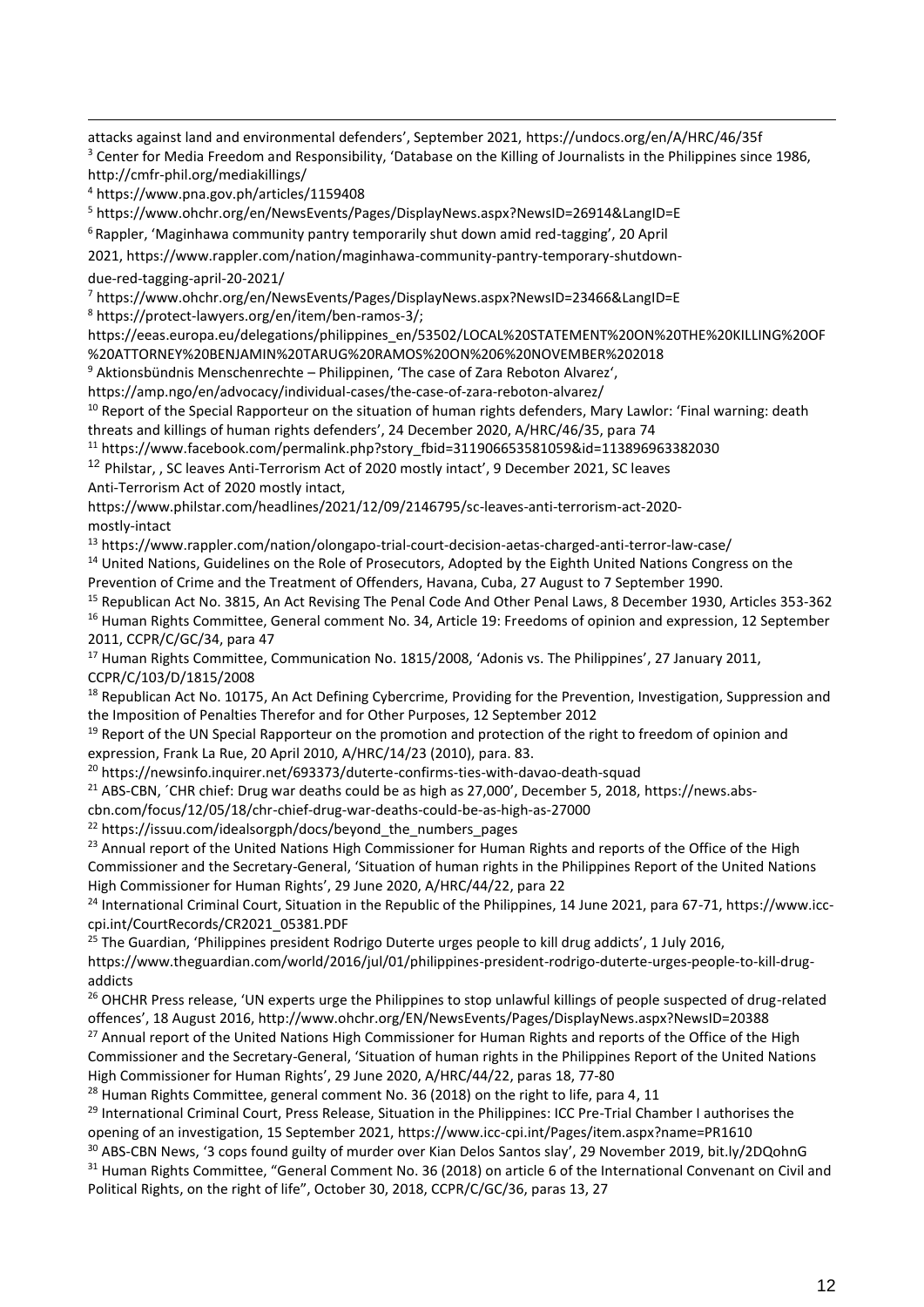attacks against land and environmental defenders', September 2021, https://undocs.org/en/A/HRC/46/35f

[3] Center for Media Freedom and Responsibility, 'Database on the Killing of Journalists in the Philippines since 1986, http://cmfr-phil.org/mediakillings/

[4] https://www.pna.gov.ph/articles/1159408

[5] https://www.ohchr.org/en/NewsEvents/Pages/DisplayNews.aspx?NewsID=26914&LangID=E

[6] Rappler, 'Maginhawa community pantry temporarily shut down amid red-tagging', 20 April 2021, https://www.rappler.com/nation/maginhawa-community-pantry-temporary-shutdown-due-red-tagging-april-20-2021/

[7] https://www.ohchr.org/en/NewsEvents/Pages/DisplayNews.aspx?NewsID=23466&LangID=E

[8] https://protect-lawyers.org/en/item/ben-ramos-3/; https://eeas.europa.eu/delegations/philippines_en/53502/LOCAL%20STATEMENT%20ON%20THE%20KILLING%20OF%20ATTORNEY%20BENJAMIN%20TARUG%20RAMOS%20ON%206%20NOVEMBER%202018

[9] Aktionsbündnis Menschenrechte – Philippinen, 'The case of Zara Reboton Alvarez', https://amp.ngo/en/advocacy/individual-cases/the-case-of-zara-reboton-alvarez/

[10] Report of the Special Rapporteur on the situation of human rights defenders, Mary Lawlor: 'Final warning: death threats and killings of human rights defenders', 24 December 2020, A/HRC/46/35, para 74

[11] https://www.facebook.com/permalink.php?story_fbid=311906653581059&id=113896963382030

[12] Philstar, , SC leaves Anti-Terrorism Act of 2020 mostly intact', 9 December 2021, SC leaves Anti-Terrorism Act of 2020 mostly intact, https://www.philstar.com/headlines/2021/12/09/2146795/sc-leaves-anti-terrorism-act-2020-mostly-intact

[13] https://www.rappler.com/nation/olongapo-trial-court-decision-aetas-charged-anti-terror-law-case/

[14] United Nations, Guidelines on the Role of Prosecutors, Adopted by the Eighth United Nations Congress on the Prevention of Crime and the Treatment of Offenders, Havana, Cuba, 27 August to 7 September 1990.

[15] Republican Act No. 3815, An Act Revising The Penal Code And Other Penal Laws, 8 December 1930, Articles 353-362

[16] Human Rights Committee, General comment No. 34, Article 19: Freedoms of opinion and expression, 12 September 2011, CCPR/C/GC/34, para 47

[17] Human Rights Committee, Communication No. 1815/2008, 'Adonis vs. The Philippines', 27 January 2011, CCPR/C/103/D/1815/2008

[18] Republican Act No. 10175, An Act Defining Cybercrime, Providing for the Prevention, Investigation, Suppression and the Imposition of Penalties Therefor and for Other Purposes, 12 September 2012

[19] Report of the UN Special Rapporteur on the promotion and protection of the right to freedom of opinion and expression, Frank La Rue, 20 April 2010, A/HRC/14/23 (2010), para. 83.

[20] https://newsinfo.inquirer.net/693373/duterte-confirms-ties-with-davao-death-squad

[21] ABS-CBN, ´CHR chief: Drug war deaths could be as high as 27,000', December 5, 2018, https://news.abs-cbn.com/focus/12/05/18/chr-chief-drug-war-deaths-could-be-as-high-as-27000

[22] https://issuu.com/idealsorgph/docs/beyond_the_numbers_pages

[23] Annual report of the United Nations High Commissioner for Human Rights and reports of the Office of the High Commissioner and the Secretary-General, 'Situation of human rights in the Philippines Report of the United Nations High Commissioner for Human Rights', 29 June 2020, A/HRC/44/22, para 22

[24] International Criminal Court, Situation in the Republic of the Philippines, 14 June 2021, para 67-71, https://www.icc-cpi.int/CourtRecords/CR2021_05381.PDF

[25] The Guardian, 'Philippines president Rodrigo Duterte urges people to kill drug addicts', 1 July 2016, https://www.theguardian.com/world/2016/jul/01/philippines-president-rodrigo-duterte-urges-people-to-kill-drug-addicts

[26] OHCHR Press release, 'UN experts urge the Philippines to stop unlawful killings of people suspected of drug-related offences', 18 August 2016, http://www.ohchr.org/EN/NewsEvents/Pages/DisplayNews.aspx?NewsID=20388

[27] Annual report of the United Nations High Commissioner for Human Rights and reports of the Office of the High Commissioner and the Secretary-General, 'Situation of human rights in the Philippines Report of the United Nations High Commissioner for Human Rights', 29 June 2020, A/HRC/44/22, paras 18, 77-80

[28] Human Rights Committee, general comment No. 36 (2018) on the right to life, para 4, 11

[29] International Criminal Court, Press Release, Situation in the Philippines: ICC Pre-Trial Chamber I authorises the opening of an investigation, 15 September 2021, https://www.icc-cpi.int/Pages/item.aspx?name=PR1610

[30] ABS-CBN News, '3 cops found guilty of murder over Kian Delos Santos slay', 29 November 2019, bit.ly/2DQohnG

[31] Human Rights Committee, "General Comment No. 36 (2018) on article 6 of the International Convenant on Civil and Political Rights, on the right of life", October 30, 2018, CCPR/C/GC/36, paras 13, 27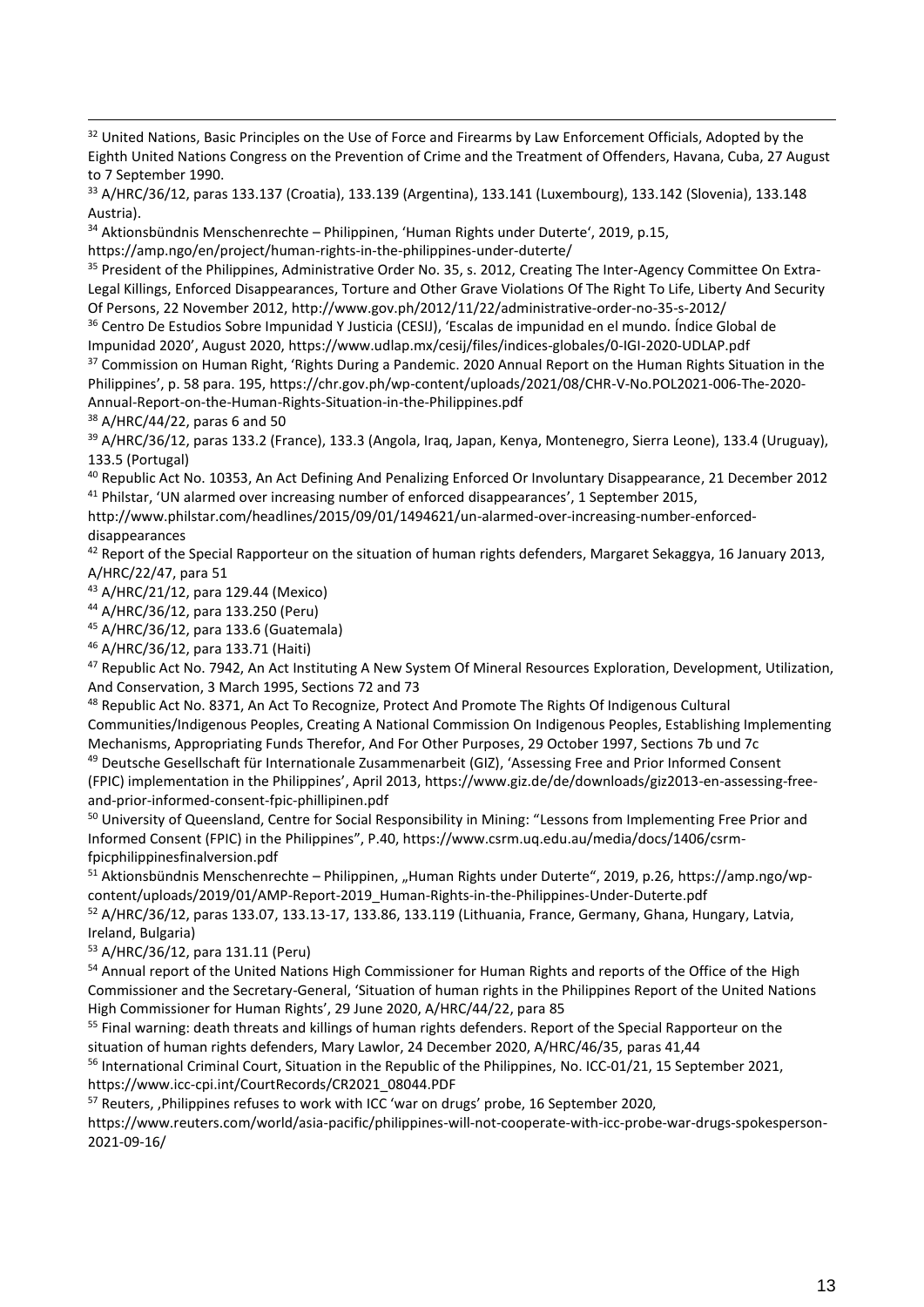[32] United Nations, Basic Principles on the Use of Force and Firearms by Law Enforcement Officials, Adopted by the Eighth United Nations Congress on the Prevention of Crime and the Treatment of Offenders, Havana, Cuba, 27 August to 7 September 1990.

[33] A/HRC/36/12, paras 133.137 (Croatia), 133.139 (Argentina), 133.141 (Luxembourg), 133.142 (Slovenia), 133.148 Austria).

[34] Aktionsbündnis Menschenrechte – Philippinen, 'Human Rights under Duterte', 2019, p.15, https://amp.ngo/en/project/human-rights-in-the-philippines-under-duterte/

[35] President of the Philippines, Administrative Order No. 35, s. 2012, Creating The Inter-Agency Committee On Extra-Legal Killings, Enforced Disappearances, Torture and Other Grave Violations Of The Right To Life, Liberty And Security Of Persons, 22 November 2012, http://www.gov.ph/2012/11/22/administrative-order-no-35-s-2012/

[36] Centro De Estudios Sobre Impunidad Y Justicia (CESIJ), 'Escalas de impunidad en el mundo. Índice Global de Impunidad 2020', August 2020, https://www.udlap.mx/cesij/files/indices-globales/0-IGI-2020-UDLAP.pdf

[37] Commission on Human Right, 'Rights During a Pandemic. 2020 Annual Report on the Human Rights Situation in the Philippines', p. 58 para. 195, https://chr.gov.ph/wp-content/uploads/2021/08/CHR-V-No.POL2021-006-The-2020-Annual-Report-on-the-Human-Rights-Situation-in-the-Philippines.pdf

[38] A/HRC/44/22, paras 6 and 50

[39] A/HRC/36/12, paras 133.2 (France), 133.3 (Angola, Iraq, Japan, Kenya, Montenegro, Sierra Leone), 133.4 (Uruguay), 133.5 (Portugal)

[40] Republic Act No. 10353, An Act Defining And Penalizing Enforced Or Involuntary Disappearance, 21 December 2012

[41] Philstar, 'UN alarmed over increasing number of enforced disappearances', 1 September 2015, http://www.philstar.com/headlines/2015/09/01/1494621/un-alarmed-over-increasing-number-enforced-disappearances

[42] Report of the Special Rapporteur on the situation of human rights defenders, Margaret Sekaggya, 16 January 2013, A/HRC/22/47, para 51

[43] A/HRC/21/12, para 129.44 (Mexico)

[44] A/HRC/36/12, para 133.250 (Peru)

[45] A/HRC/36/12, para 133.6 (Guatemala)

[46] A/HRC/36/12, para 133.71 (Haiti)

[47] Republic Act No. 7942, An Act Instituting A New System Of Mineral Resources Exploration, Development, Utilization, And Conservation, 3 March 1995, Sections 72 and 73

[48] Republic Act No. 8371, An Act To Recognize, Protect And Promote The Rights Of Indigenous Cultural Communities/Indigenous Peoples, Creating A National Commission On Indigenous Peoples, Establishing Implementing Mechanisms, Appropriating Funds Therefor, And For Other Purposes, 29 October 1997, Sections 7b und 7c

[49] Deutsche Gesellschaft für Internationale Zusammenarbeit (GIZ), 'Assessing Free and Prior Informed Consent (FPIC) implementation in the Philippines', April 2013, https://www.giz.de/de/downloads/giz2013-en-assessing-free-and-prior-informed-consent-fpic-phillipinen.pdf

[50] University of Queensland, Centre for Social Responsibility in Mining: "Lessons from Implementing Free Prior and Informed Consent (FPIC) in the Philippines", P.40, https://www.csrm.uq.edu.au/media/docs/1406/csrm-fpicphilippinesfinalversion.pdf

[51] Aktionsbündnis Menschenrechte – Philippinen, „Human Rights under Duterte", 2019, p.26, https://amp.ngo/wp-content/uploads/2019/01/AMP-Report-2019_Human-Rights-in-the-Philippines-Under-Duterte.pdf

[52] A/HRC/36/12, paras 133.07, 133.13-17, 133.86, 133.119 (Lithuania, France, Germany, Ghana, Hungary, Latvia, Ireland, Bulgaria)

[53] A/HRC/36/12, para 131.11 (Peru)

[54] Annual report of the United Nations High Commissioner for Human Rights and reports of the Office of the High Commissioner and the Secretary-General, 'Situation of human rights in the Philippines Report of the United Nations High Commissioner for Human Rights', 29 June 2020, A/HRC/44/22, para 85

[55] Final warning: death threats and killings of human rights defenders. Report of the Special Rapporteur on the situation of human rights defenders, Mary Lawlor, 24 December 2020, A/HRC/46/35, paras 41,44

[56] International Criminal Court, Situation in the Republic of the Philippines, No. ICC-01/21, 15 September 2021, https://www.icc-cpi.int/CourtRecords/CR2021_08044.PDF

[57] Reuters, ‚Philippines refuses to work with ICC 'war on drugs' probe, 16 September 2020, https://www.reuters.com/world/asia-pacific/philippines-will-not-cooperate-with-icc-probe-war-drugs-spokesperson-2021-09-16/